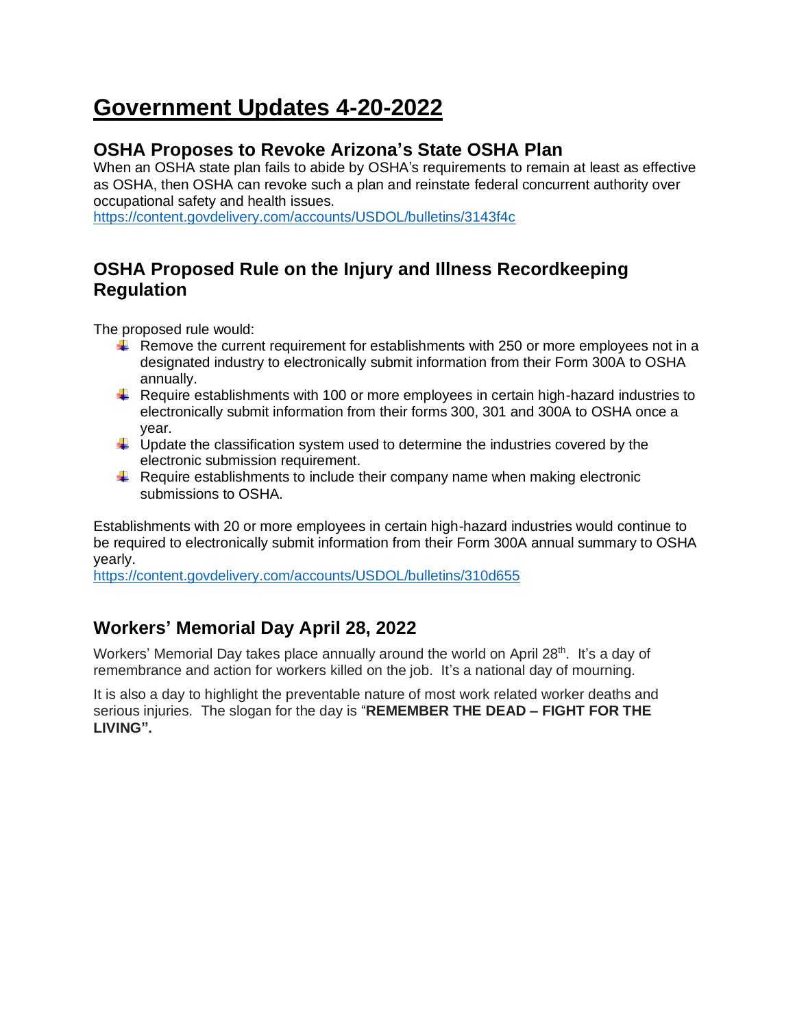# Government Updates 4-20-2022

## OSHA Proposes to Revoke Arizona's State OSHA Plan

When an OSHA state plan fails to abide by OSHA's requirements to remain at least as effective as OSHA, then OSHA can revoke such a plan and reinstate federal concurrent authority over occupational safety and health issues.
https://content.govdelivery.com/accounts/USDOL/bulletins/3143f4c

## OSHA Proposed Rule on the Injury and Illness Recordkeeping Regulation

The proposed rule would:

- Remove the current requirement for establishments with 250 or more employees not in a designated industry to electronically submit information from their Form 300A to OSHA annually.
- Require establishments with 100 or more employees in certain high-hazard industries to electronically submit information from their forms 300, 301 and 300A to OSHA once a year.
- Update the classification system used to determine the industries covered by the electronic submission requirement.
- Require establishments to include their company name when making electronic submissions to OSHA.

Establishments with 20 or more employees in certain high-hazard industries would continue to be required to electronically submit information from their Form 300A annual summary to OSHA yearly.
https://content.govdelivery.com/accounts/USDOL/bulletins/310d655

## Workers' Memorial Day April 28, 2022

Workers' Memorial Day takes place annually around the world on April 28th. It's a day of remembrance and action for workers killed on the job. It's a national day of mourning.

It is also a day to highlight the preventable nature of most work related worker deaths and serious injuries. The slogan for the day is "**REMEMBER THE DEAD – FIGHT FOR THE LIVING".**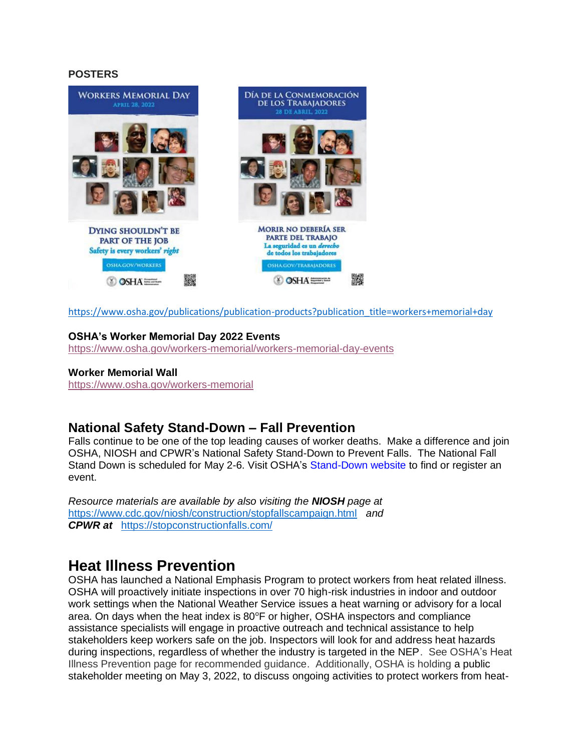**POSTERS**

https://www.osha.gov/publications/publication-products?publication_title=workers+memorial+day

**OSHA's Worker Memorial Day 2022 Events**
https://www.osha.gov/workers-memorial/workers-memorial-day-events

**Worker Memorial Wall**
https://www.osha.gov/workers-memorial

## National Safety Stand-Down – Fall Prevention

Falls continue to be one of the top leading causes of worker deaths. Make a difference and join OSHA, NIOSH and CPWR's National Safety Stand-Down to Prevent Falls. The National Fall Stand Down is scheduled for May 2-6. Visit OSHA's Stand-Down website to find or register an event.

*Resource materials are available by also visiting the **NIOSH** page at* https://www.cdc.gov/niosh/construction/stopfallscampaign.html *and* ***CPWR at*** https://stopconstructionfalls.com/

# Heat Illness Prevention

OSHA has launched a National Emphasis Program to protect workers from heat related illness. OSHA will proactively initiate inspections in over 70 high-risk industries in indoor and outdoor work settings when the National Weather Service issues a heat warning or advisory for a local area. On days when the heat index is 80°F or higher, OSHA inspectors and compliance assistance specialists will engage in proactive outreach and technical assistance to help stakeholders keep workers safe on the job. Inspectors will look for and address heat hazards during inspections, regardless of whether the industry is targeted in the NEP. See OSHA's Heat Illness Prevention page for recommended guidance. Additionally, OSHA is holding a public stakeholder meeting on May 3, 2022, to discuss ongoing activities to protect workers from heat-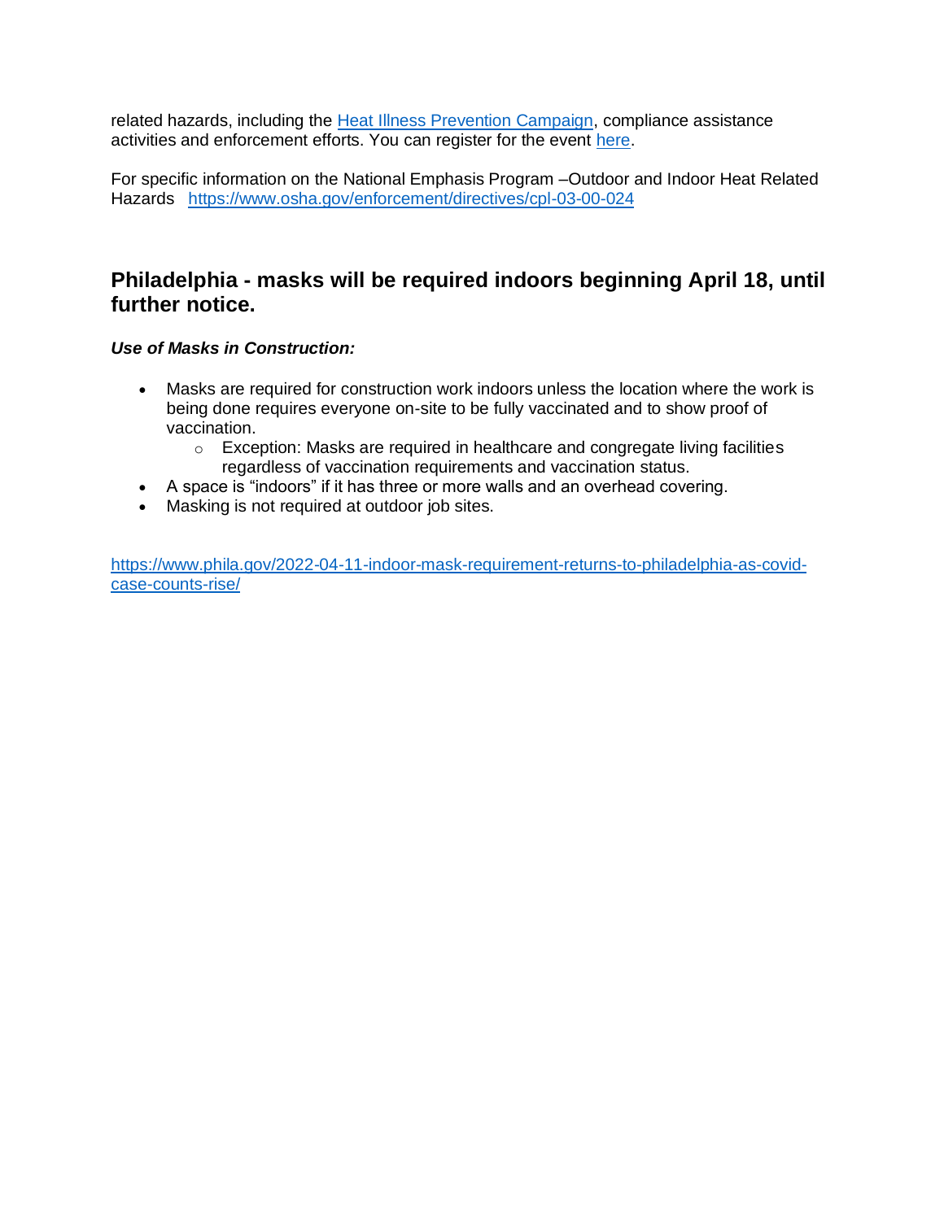related hazards, including the Heat Illness Prevention Campaign, compliance assistance activities and enforcement efforts. You can register for the event here.

For specific information on the National Emphasis Program –Outdoor and Indoor Heat Related Hazards https://www.osha.gov/enforcement/directives/cpl-03-00-024

## Philadelphia - masks will be required indoors beginning April 18, until further notice.

***Use of Masks in Construction:***

- Masks are required for construction work indoors unless the location where the work is being done requires everyone on-site to be fully vaccinated and to show proof of vaccination.
  - Exception: Masks are required in healthcare and congregate living facilities regardless of vaccination requirements and vaccination status.
- A space is "indoors" if it has three or more walls and an overhead covering.
- Masking is not required at outdoor job sites.

https://www.phila.gov/2022-04-11-indoor-mask-requirement-returns-to-philadelphia-as-covid-case-counts-rise/